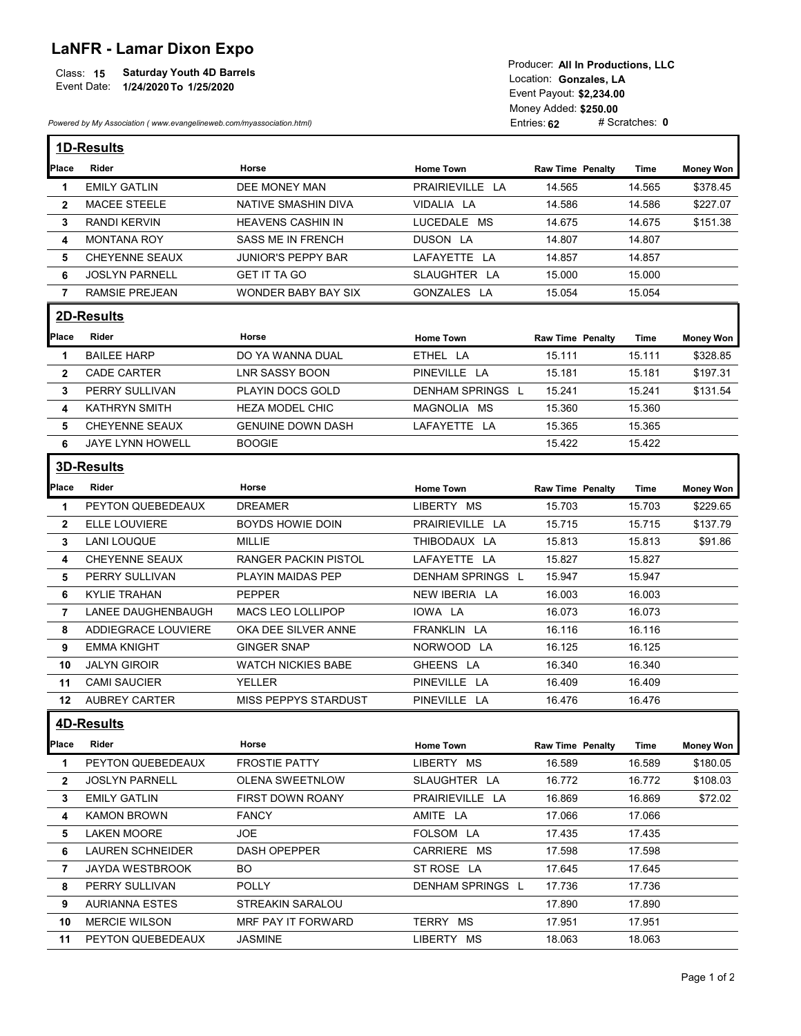# LaNFR - Lamar Dixon Expo

Class: **15** **Saturday Youth 4D Barrels**
Event Date: **1/24/2020 To 1/25/2020**

Producer: **All In Productions, LLC**
Location: **Gonzales, LA**
Event Payout: **$2,234.00**
Money Added: **$250.00**
Entries: **62** # Scratches: **0**

*Powered by My Association ( www.evangelineweb.com/myassociation.html)*

## 1D-Results

| Place | Rider | Horse | Home Town | Raw Time | Penalty | Time | Money Won |
|---|---|---|---|---|---|---|---|
| 1 | EMILY GATLIN | DEE MONEY MAN | PRAIRIEVILLE LA | 14.565 | | 14.565 | $378.45 |
| 2 | MACEE STEELE | NATIVE SMASHIN DIVA | VIDALIA LA | 14.586 | | 14.586 | $227.07 |
| 3 | RANDI KERVIN | HEAVENS CASHIN IN | LUCEDALE MS | 14.675 | | 14.675 | $151.38 |
| 4 | MONTANA ROY | SASS ME IN FRENCH | DUSON LA | 14.807 | | 14.807 | |
| 5 | CHEYENNE SEAUX | JUNIOR'S PEPPY BAR | LAFAYETTE LA | 14.857 | | 14.857 | |
| 6 | JOSLYN PARNELL | GET IT TA GO | SLAUGHTER LA | 15.000 | | 15.000 | |
| 7 | RAMSIE PREJEAN | WONDER BABY BAY SIX | GONZALES LA | 15.054 | | 15.054 | |

## 2D-Results

| Place | Rider | Horse | Home Town | Raw Time | Penalty | Time | Money Won |
|---|---|---|---|---|---|---|---|
| 1 | BAILEE HARP | DO YA WANNA DUAL | ETHEL LA | 15.111 | | 15.111 | $328.85 |
| 2 | CADE CARTER | LNR SASSY BOON | PINEVILLE LA | 15.181 | | 15.181 | $197.31 |
| 3 | PERRY SULLIVAN | PLAYIN DOCS GOLD | DENHAM SPRINGS L | 15.241 | | 15.241 | $131.54 |
| 4 | KATHRYN SMITH | HEZA MODEL CHIC | MAGNOLIA MS | 15.360 | | 15.360 | |
| 5 | CHEYENNE SEAUX | GENUINE DOWN DASH | LAFAYETTE LA | 15.365 | | 15.365 | |
| 6 | JAYE LYNN HOWELL | BOOGIE | | 15.422 | | 15.422 | |

## 3D-Results

| Place | Rider | Horse | Home Town | Raw Time | Penalty | Time | Money Won |
|---|---|---|---|---|---|---|---|
| 1 | PEYTON QUEBEDEAUX | DREAMER | LIBERTY MS | 15.703 | | 15.703 | $229.65 |
| 2 | ELLE LOUVIERE | BOYDS HOWIE DOIN | PRAIRIEVILLE LA | 15.715 | | 15.715 | $137.79 |
| 3 | LANI LOUQUE | MILLIE | THIBODAUX LA | 15.813 | | 15.813 | $91.86 |
| 4 | CHEYENNE SEAUX | RANGER PACKIN PISTOL | LAFAYETTE LA | 15.827 | | 15.827 | |
| 5 | PERRY SULLIVAN | PLAYIN MAIDAS PEP | DENHAM SPRINGS L | 15.947 | | 15.947 | |
| 6 | KYLIE TRAHAN | PEPPER | NEW IBERIA LA | 16.003 | | 16.003 | |
| 7 | LANEE DAUGHENBAUGH | MACS LEO LOLLIPOP | IOWA LA | 16.073 | | 16.073 | |
| 8 | ADDIEGRACE LOUVIERE | OKA DEE SILVER ANNE | FRANKLIN LA | 16.116 | | 16.116 | |
| 9 | EMMA KNIGHT | GINGER SNAP | NORWOOD LA | 16.125 | | 16.125 | |
| 10 | JALYN GIROIR | WATCH NICKIES BABE | GHEENS LA | 16.340 | | 16.340 | |
| 11 | CAMI SAUCIER | YELLER | PINEVILLE LA | 16.409 | | 16.409 | |
| 12 | AUBREY CARTER | MISS PEPPYS STARDUST | PINEVILLE LA | 16.476 | | 16.476 | |

## 4D-Results

| Place | Rider | Horse | Home Town | Raw Time | Penalty | Time | Money Won |
|---|---|---|---|---|---|---|---|
| 1 | PEYTON QUEBEDEAUX | FROSTIE PATTY | LIBERTY MS | 16.589 | | 16.589 | $180.05 |
| 2 | JOSLYN PARNELL | OLENA SWEETNLOW | SLAUGHTER LA | 16.772 | | 16.772 | $108.03 |
| 3 | EMILY GATLIN | FIRST DOWN ROANY | PRAIRIEVILLE LA | 16.869 | | 16.869 | $72.02 |
| 4 | KAMON BROWN | FANCY | AMITE LA | 17.066 | | 17.066 | |
| 5 | LAKEN MOORE | JOE | FOLSOM LA | 17.435 | | 17.435 | |
| 6 | LAUREN SCHNEIDER | DASH OPEPPER | CARRIERE MS | 17.598 | | 17.598 | |
| 7 | JAYDA WESTBROOK | BO | ST ROSE LA | 17.645 | | 17.645 | |
| 8 | PERRY SULLIVAN | POLLY | DENHAM SPRINGS L | 17.736 | | 17.736 | |
| 9 | AURIANNA ESTES | STREAKIN SARALOU | | 17.890 | | 17.890 | |
| 10 | MERCIE WILSON | MRF PAY IT FORWARD | TERRY MS | 17.951 | | 17.951 | |
| 11 | PEYTON QUEBEDEAUX | JASMINE | LIBERTY MS | 18.063 | | 18.063 | |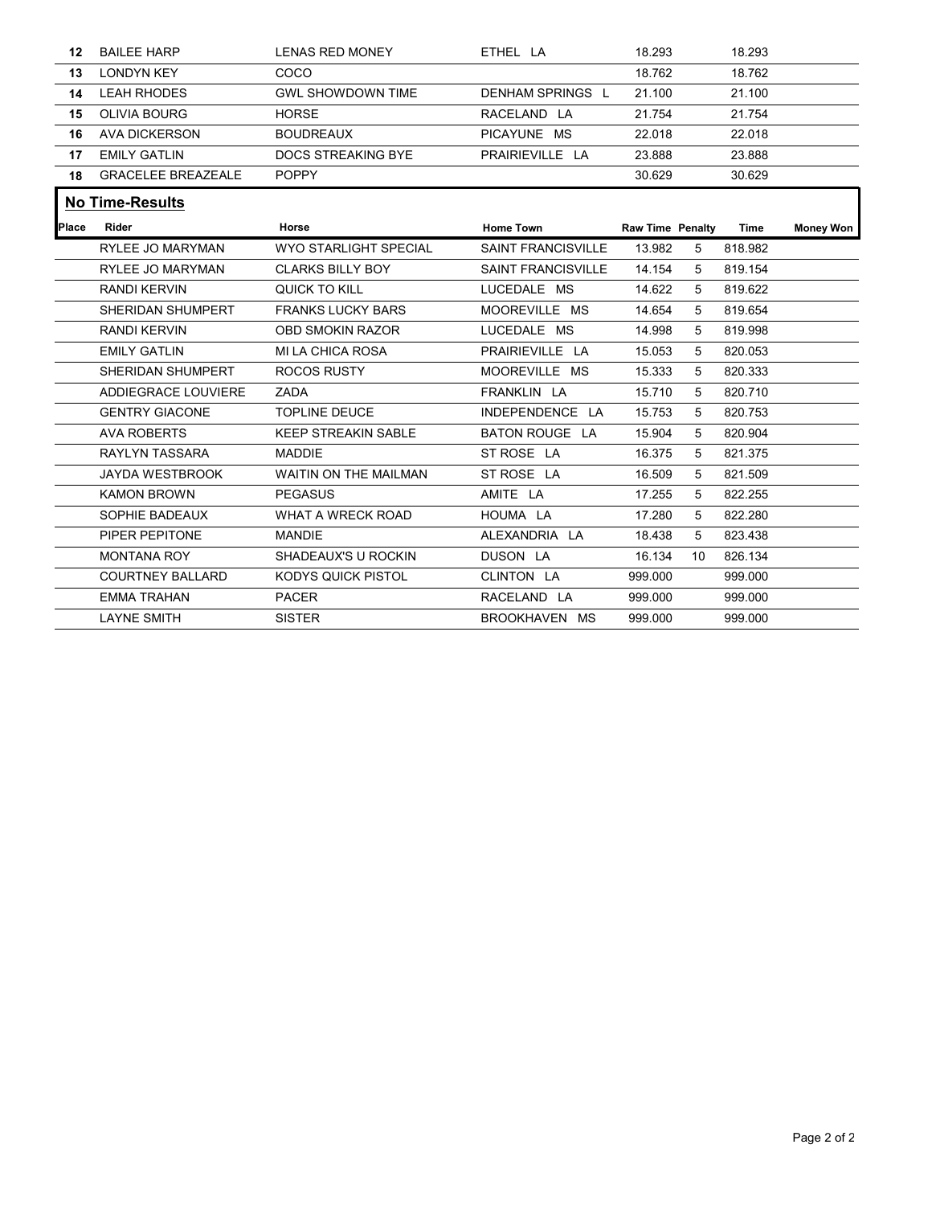| | | | | | | | |
|---|---|---|---|---|---|---|---|
| 12 | BAILEE HARP | LENAS RED MONEY | ETHEL LA | 18.293 | | 18.293 | |
| 13 | LONDYN KEY | COCO | | 18.762 | | 18.762 | |
| 14 | LEAH RHODES | GWL SHOWDOWN TIME | DENHAM SPRINGS L | 21.100 | | 21.100 | |
| 15 | OLIVIA BOURG | HORSE | RACELAND LA | 21.754 | | 21.754 | |
| 16 | AVA DICKERSON | BOUDREAUX | PICAYUNE MS | 22.018 | | 22.018 | |
| 17 | EMILY GATLIN | DOCS STREAKING BYE | PRAIRIEVILLE LA | 23.888 | | 23.888 | |
| 18 | GRACELEE BREAZEALE | POPPY | | 30.629 | | 30.629 | |

## No Time-Results

| Place | Rider | Horse | Home Town | Raw Time | Penalty | Time | Money Won |
|---|---|---|---|---|---|---|---|
| | RYLEE JO MARYMAN | WYO STARLIGHT SPECIAL | SAINT FRANCISVILLE | 13.982 | 5 | 818.982 | |
| | RYLEE JO MARYMAN | CLARKS BILLY BOY | SAINT FRANCISVILLE | 14.154 | 5 | 819.154 | |
| | RANDI KERVIN | QUICK TO KILL | LUCEDALE MS | 14.622 | 5 | 819.622 | |
| | SHERIDAN SHUMPERT | FRANKS LUCKY BARS | MOOREVILLE MS | 14.654 | 5 | 819.654 | |
| | RANDI KERVIN | OBD SMOKIN RAZOR | LUCEDALE MS | 14.998 | 5 | 819.998 | |
| | EMILY GATLIN | MI LA CHICA ROSA | PRAIRIEVILLE LA | 15.053 | 5 | 820.053 | |
| | SHERIDAN SHUMPERT | ROCOS RUSTY | MOOREVILLE MS | 15.333 | 5 | 820.333 | |
| | ADDIEGRACE LOUVIERE | ZADA | FRANKLIN LA | 15.710 | 5 | 820.710 | |
| | GENTRY GIACONE | TOPLINE DEUCE | INDEPENDENCE LA | 15.753 | 5 | 820.753 | |
| | AVA ROBERTS | KEEP STREAKIN SABLE | BATON ROUGE LA | 15.904 | 5 | 820.904 | |
| | RAYLYN TASSARA | MADDIE | ST ROSE LA | 16.375 | 5 | 821.375 | |
| | JAYDA WESTBROOK | WAITIN ON THE MAILMAN | ST ROSE LA | 16.509 | 5 | 821.509 | |
| | KAMON BROWN | PEGASUS | AMITE LA | 17.255 | 5 | 822.255 | |
| | SOPHIE BADEAUX | WHAT A WRECK ROAD | HOUMA LA | 17.280 | 5 | 822.280 | |
| | PIPER PEPITONE | MANDIE | ALEXANDRIA LA | 18.438 | 5 | 823.438 | |
| | MONTANA ROY | SHADEAUX'S U ROCKIN | DUSON LA | 16.134 | 10 | 826.134 | |
| | COURTNEY BALLARD | KODYS QUICK PISTOL | CLINTON LA | 999.000 | | 999.000 | |
| | EMMA TRAHAN | PACER | RACELAND LA | 999.000 | | 999.000 | |
| | LAYNE SMITH | SISTER | BROOKHAVEN MS | 999.000 | | 999.000 | |